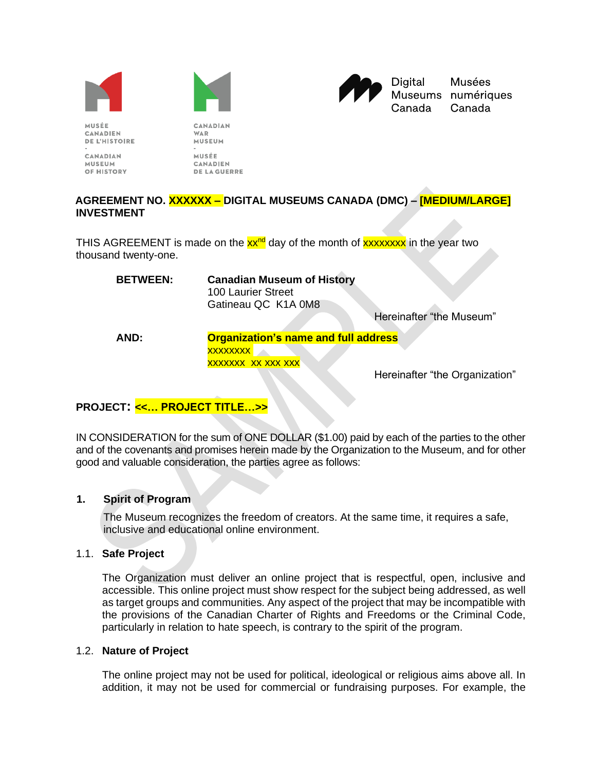MUSÉE CANADIEN DE L'HISTOIRE - CANADIAN MUSEUM OF HISTORY

CANADIAN WAR MUSEUM - MUSÉE CANADIEN DE LA GUERRE

Digital Museums Canada | Musées numériques Canada

**AGREEMENT NO. XXXXXX – DIGITAL MUSEUMS CANADA (DMC) – [MEDIUM/LARGE] INVESTMENT**

THIS AGREEMENT is made on the xx[nd] day of the month of xxxxxxxx in the year two thousand twenty-one.

**BETWEEN:** **Canadian Museum of History**
100 Laurier Street
Gatineau QC K1A 0M8

Hereinafter "the Museum"

**AND:** **Organization's name and full address**
xxxxxxxx
xxxxxxx xx xxx xxx

Hereinafter "the Organization"

**PROJECT: <<… PROJECT TITLE…>>**

IN CONSIDERATION for the sum of ONE DOLLAR ($1.00) paid by each of the parties to the other and of the covenants and promises herein made by the Organization to the Museum, and for other good and valuable consideration, the parties agree as follows:

## 1. Spirit of Program

The Museum recognizes the freedom of creators. At the same time, it requires a safe, inclusive and educational online environment.

### 1.1. Safe Project

The Organization must deliver an online project that is respectful, open, inclusive and accessible. This online project must show respect for the subject being addressed, as well as target groups and communities. Any aspect of the project that may be incompatible with the provisions of the Canadian Charter of Rights and Freedoms or the Criminal Code, particularly in relation to hate speech, is contrary to the spirit of the program.

### 1.2. Nature of Project

The online project may not be used for political, ideological or religious aims above all. In addition, it may not be used for commercial or fundraising purposes. For example, the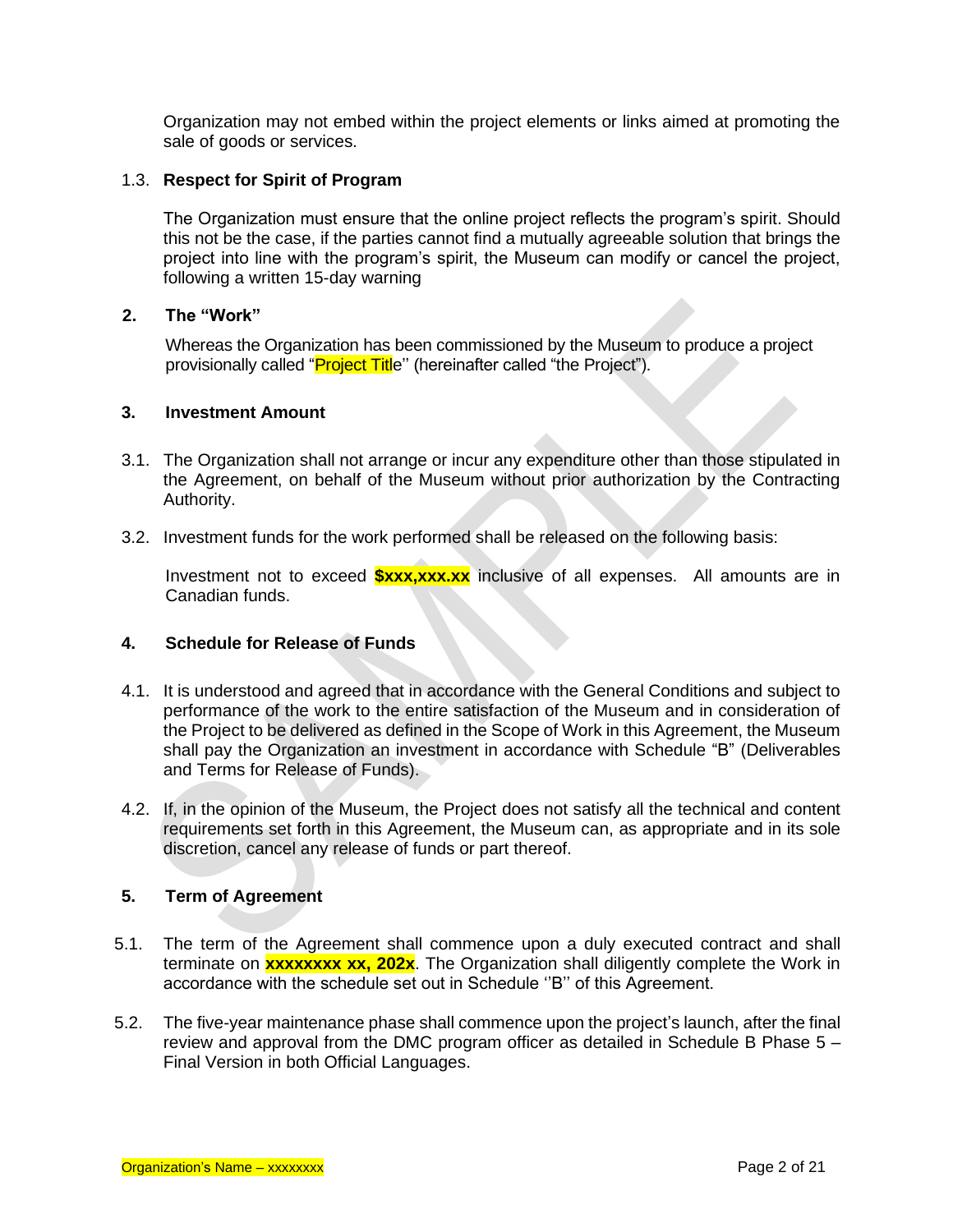Organization may not embed within the project elements or links aimed at promoting the sale of goods or services.

1.3. **Respect for Spirit of Program**

The Organization must ensure that the online project reflects the program's spirit. Should this not be the case, if the parties cannot find a mutually agreeable solution that brings the project into line with the program's spirit, the Museum can modify or cancel the project, following a written 15-day warning

## 2. The "Work"

Whereas the Organization has been commissioned by the Museum to produce a project provisionally called "Project Title'' (hereinafter called "the Project").

## 3. Investment Amount

3.1. The Organization shall not arrange or incur any expenditure other than those stipulated in the Agreement, on behalf of the Museum without prior authorization by the Contracting Authority.

3.2. Investment funds for the work performed shall be released on the following basis:

Investment not to exceed **$xxx,xxx.xx** inclusive of all expenses. All amounts are in Canadian funds.

## 4. Schedule for Release of Funds

4.1. It is understood and agreed that in accordance with the General Conditions and subject to performance of the work to the entire satisfaction of the Museum and in consideration of the Project to be delivered as defined in the Scope of Work in this Agreement, the Museum shall pay the Organization an investment in accordance with Schedule "B" (Deliverables and Terms for Release of Funds).

4.2. If, in the opinion of the Museum, the Project does not satisfy all the technical and content requirements set forth in this Agreement, the Museum can, as appropriate and in its sole discretion, cancel any release of funds or part thereof.

## 5. Term of Agreement

5.1. The term of the Agreement shall commence upon a duly executed contract and shall terminate on **xxxxxxxx xx, 202x**. The Organization shall diligently complete the Work in accordance with the schedule set out in Schedule ''B'' of this Agreement.

5.2. The five-year maintenance phase shall commence upon the project's launch, after the final review and approval from the DMC program officer as detailed in Schedule B Phase 5 – Final Version in both Official Languages.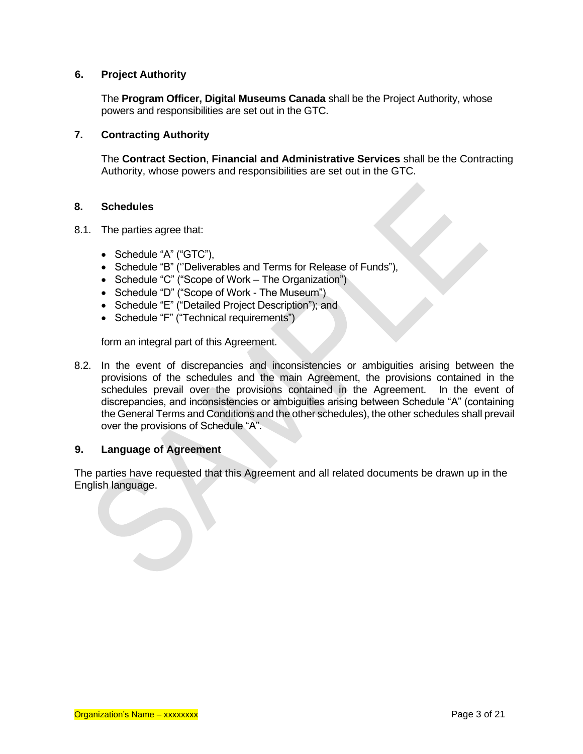## 6. Project Authority

The **Program Officer, Digital Museums Canada** shall be the Project Authority, whose powers and responsibilities are set out in the GTC.

## 7. Contracting Authority

The **Contract Section**, **Financial and Administrative Services** shall be the Contracting Authority, whose powers and responsibilities are set out in the GTC.

## 8. Schedules

8.1. The parties agree that:

- Schedule "A" ("GTC"),
- Schedule "B" (''Deliverables and Terms for Release of Funds"),
- Schedule "C" ("Scope of Work – The Organization")
- Schedule "D" ("Scope of Work - The Museum")
- Schedule "E" ("Detailed Project Description"); and
- Schedule "F" ("Technical requirements")

form an integral part of this Agreement.

8.2. In the event of discrepancies and inconsistencies or ambiguities arising between the provisions of the schedules and the main Agreement, the provisions contained in the schedules prevail over the provisions contained in the Agreement. In the event of discrepancies, and inconsistencies or ambiguities arising between Schedule "A" (containing the General Terms and Conditions and the other schedules), the other schedules shall prevail over the provisions of Schedule "A".

## 9. Language of Agreement

The parties have requested that this Agreement and all related documents be drawn up in the English language.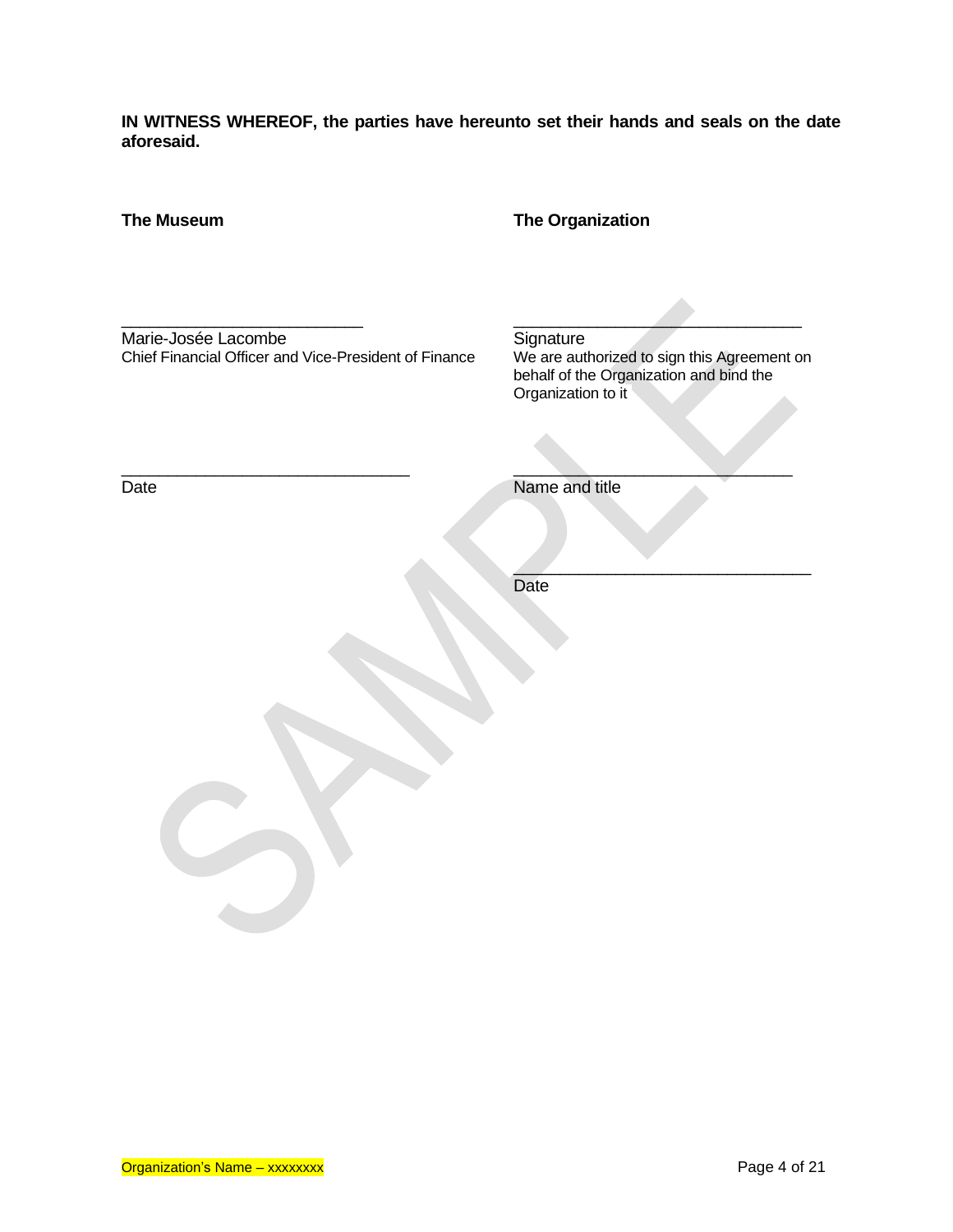**IN WITNESS WHEREOF, the parties have hereunto set their hands and seals on the date aforesaid.**

**The Museum**

\_\_\_\_\_\_\_\_\_\_\_\_\_\_\_\_\_\_\_\_\_\_\_\_\_\_
Marie-Josée Lacombe
Chief Financial Officer and Vice-President of Finance

\_\_\_\_\_\_\_\_\_\_\_\_\_\_\_\_\_\_\_\_\_\_\_\_\_\_
Date

**The Organization**

\_\_\_\_\_\_\_\_\_\_\_\_\_\_\_\_\_\_\_\_\_\_\_\_\_\_
Signature
We are authorized to sign this Agreement on behalf of the Organization and bind the Organization to it

\_\_\_\_\_\_\_\_\_\_\_\_\_\_\_\_\_\_\_\_\_\_\_\_\_\_
Name and title

\_\_\_\_\_\_\_\_\_\_\_\_\_\_\_\_\_\_\_\_\_\_\_\_\_\_
Date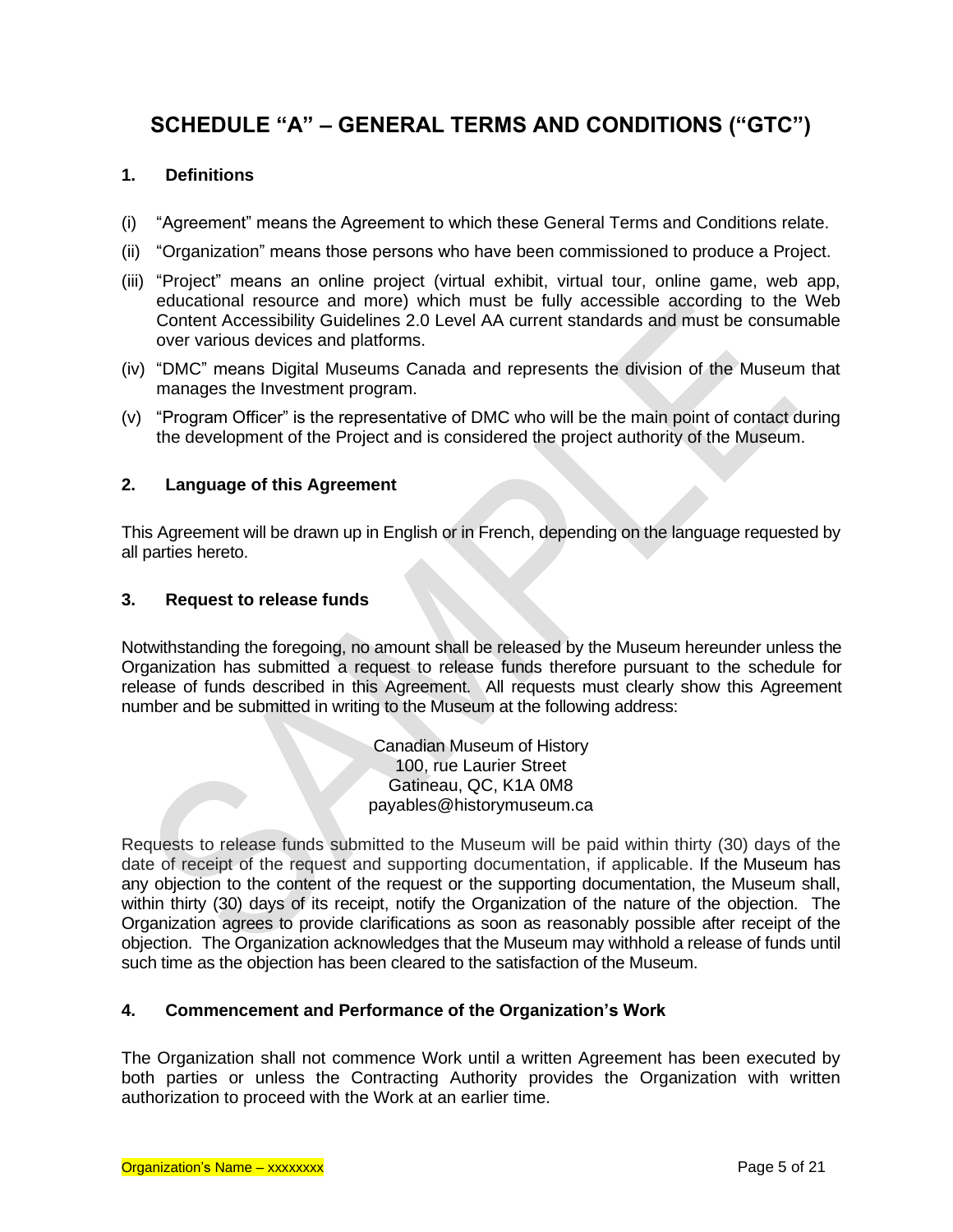# SCHEDULE "A" – GENERAL TERMS AND CONDITIONS ("GTC")

## 1. Definitions

(i) "Agreement" means the Agreement to which these General Terms and Conditions relate.

(ii) "Organization" means those persons who have been commissioned to produce a Project.

(iii) "Project" means an online project (virtual exhibit, virtual tour, online game, web app, educational resource and more) which must be fully accessible according to the Web Content Accessibility Guidelines 2.0 Level AA current standards and must be consumable over various devices and platforms.

(iv) "DMC" means Digital Museums Canada and represents the division of the Museum that manages the Investment program.

(v) "Program Officer" is the representative of DMC who will be the main point of contact during the development of the Project and is considered the project authority of the Museum.

## 2. Language of this Agreement

This Agreement will be drawn up in English or in French, depending on the language requested by all parties hereto.

## 3. Request to release funds

Notwithstanding the foregoing, no amount shall be released by the Museum hereunder unless the Organization has submitted a request to release funds therefore pursuant to the schedule for release of funds described in this Agreement. All requests must clearly show this Agreement number and be submitted in writing to the Museum at the following address:

Canadian Museum of History
100, rue Laurier Street
Gatineau, QC, K1A 0M8
payables@historymuseum.ca

Requests to release funds submitted to the Museum will be paid within thirty (30) days of the date of receipt of the request and supporting documentation, if applicable. If the Museum has any objection to the content of the request or the supporting documentation, the Museum shall, within thirty (30) days of its receipt, notify the Organization of the nature of the objection. The Organization agrees to provide clarifications as soon as reasonably possible after receipt of the objection. The Organization acknowledges that the Museum may withhold a release of funds until such time as the objection has been cleared to the satisfaction of the Museum.

## 4. Commencement and Performance of the Organization's Work

The Organization shall not commence Work until a written Agreement has been executed by both parties or unless the Contracting Authority provides the Organization with written authorization to proceed with the Work at an earlier time.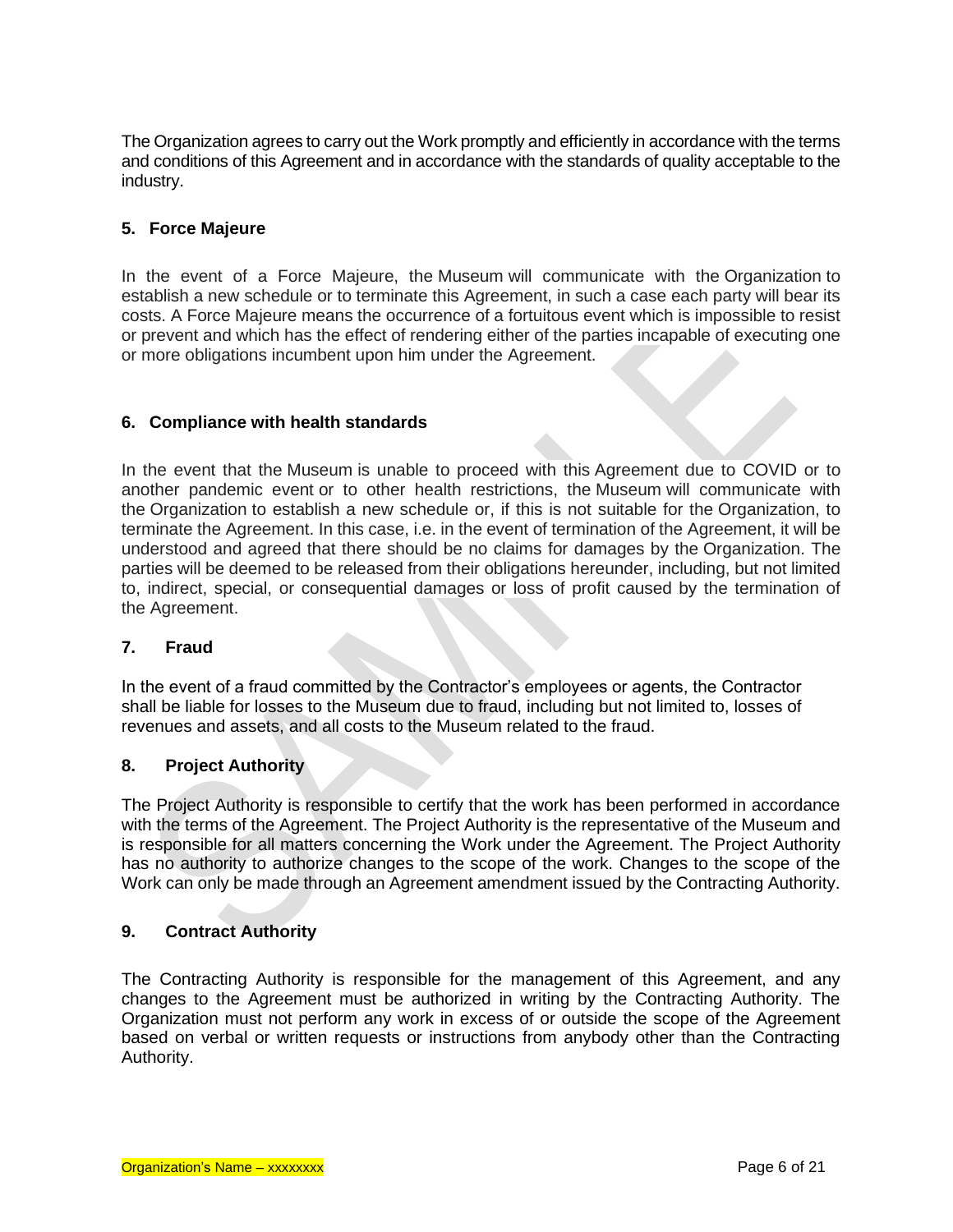The Organization agrees to carry out the Work promptly and efficiently in accordance with the terms and conditions of this Agreement and in accordance with the standards of quality acceptable to the industry.

## 5. Force Majeure

In the event of a Force Majeure, the Museum will communicate with the Organization to establish a new schedule or to terminate this Agreement, in such a case each party will bear its costs. A Force Majeure means the occurrence of a fortuitous event which is impossible to resist or prevent and which has the effect of rendering either of the parties incapable of executing one or more obligations incumbent upon him under the Agreement.

## 6. Compliance with health standards

In the event that the Museum is unable to proceed with this Agreement due to COVID or to another pandemic event or to other health restrictions, the Museum will communicate with the Organization to establish a new schedule or, if this is not suitable for the Organization, to terminate the Agreement. In this case, i.e. in the event of termination of the Agreement, it will be understood and agreed that there should be no claims for damages by the Organization. The parties will be deemed to be released from their obligations hereunder, including, but not limited to, indirect, special, or consequential damages or loss of profit caused by the termination of the Agreement.

## 7. Fraud

In the event of a fraud committed by the Contractor's employees or agents, the Contractor shall be liable for losses to the Museum due to fraud, including but not limited to, losses of revenues and assets, and all costs to the Museum related to the fraud.

## 8. Project Authority

The Project Authority is responsible to certify that the work has been performed in accordance with the terms of the Agreement. The Project Authority is the representative of the Museum and is responsible for all matters concerning the Work under the Agreement. The Project Authority has no authority to authorize changes to the scope of the work. Changes to the scope of the Work can only be made through an Agreement amendment issued by the Contracting Authority.

## 9. Contract Authority

The Contracting Authority is responsible for the management of this Agreement, and any changes to the Agreement must be authorized in writing by the Contracting Authority. The Organization must not perform any work in excess of or outside the scope of the Agreement based on verbal or written requests or instructions from anybody other than the Contracting Authority.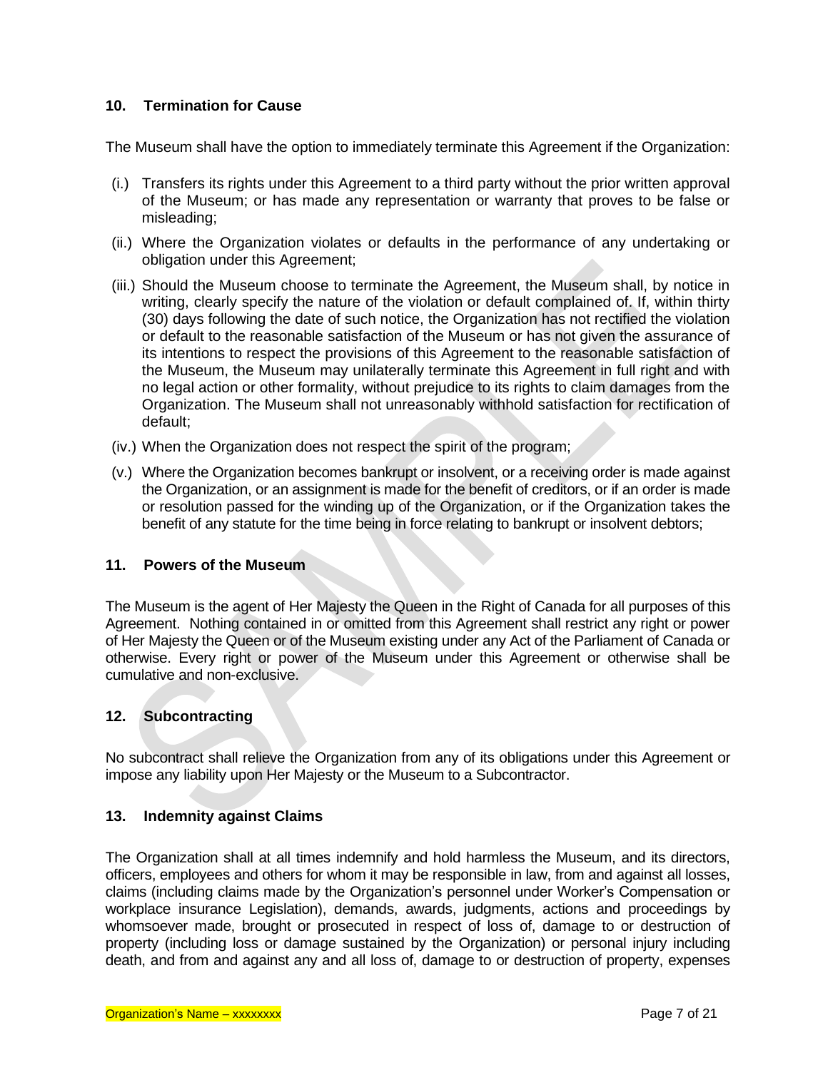## 10. Termination for Cause

The Museum shall have the option to immediately terminate this Agreement if the Organization:

(i.) Transfers its rights under this Agreement to a third party without the prior written approval of the Museum; or has made any representation or warranty that proves to be false or misleading;

(ii.) Where the Organization violates or defaults in the performance of any undertaking or obligation under this Agreement;

(iii.) Should the Museum choose to terminate the Agreement, the Museum shall, by notice in writing, clearly specify the nature of the violation or default complained of. If, within thirty (30) days following the date of such notice, the Organization has not rectified the violation or default to the reasonable satisfaction of the Museum or has not given the assurance of its intentions to respect the provisions of this Agreement to the reasonable satisfaction of the Museum, the Museum may unilaterally terminate this Agreement in full right and with no legal action or other formality, without prejudice to its rights to claim damages from the Organization. The Museum shall not unreasonably withhold satisfaction for rectification of default;

(iv.) When the Organization does not respect the spirit of the program;

(v.) Where the Organization becomes bankrupt or insolvent, or a receiving order is made against the Organization, or an assignment is made for the benefit of creditors, or if an order is made or resolution passed for the winding up of the Organization, or if the Organization takes the benefit of any statute for the time being in force relating to bankrupt or insolvent debtors;

## 11. Powers of the Museum

The Museum is the agent of Her Majesty the Queen in the Right of Canada for all purposes of this Agreement. Nothing contained in or omitted from this Agreement shall restrict any right or power of Her Majesty the Queen or of the Museum existing under any Act of the Parliament of Canada or otherwise. Every right or power of the Museum under this Agreement or otherwise shall be cumulative and non-exclusive.

## 12. Subcontracting

No subcontract shall relieve the Organization from any of its obligations under this Agreement or impose any liability upon Her Majesty or the Museum to a Subcontractor.

## 13. Indemnity against Claims

The Organization shall at all times indemnify and hold harmless the Museum, and its directors, officers, employees and others for whom it may be responsible in law, from and against all losses, claims (including claims made by the Organization's personnel under Worker's Compensation or workplace insurance Legislation), demands, awards, judgments, actions and proceedings by whomsoever made, brought or prosecuted in respect of loss of, damage to or destruction of property (including loss or damage sustained by the Organization) or personal injury including death, and from and against any and all loss of, damage to or destruction of property, expenses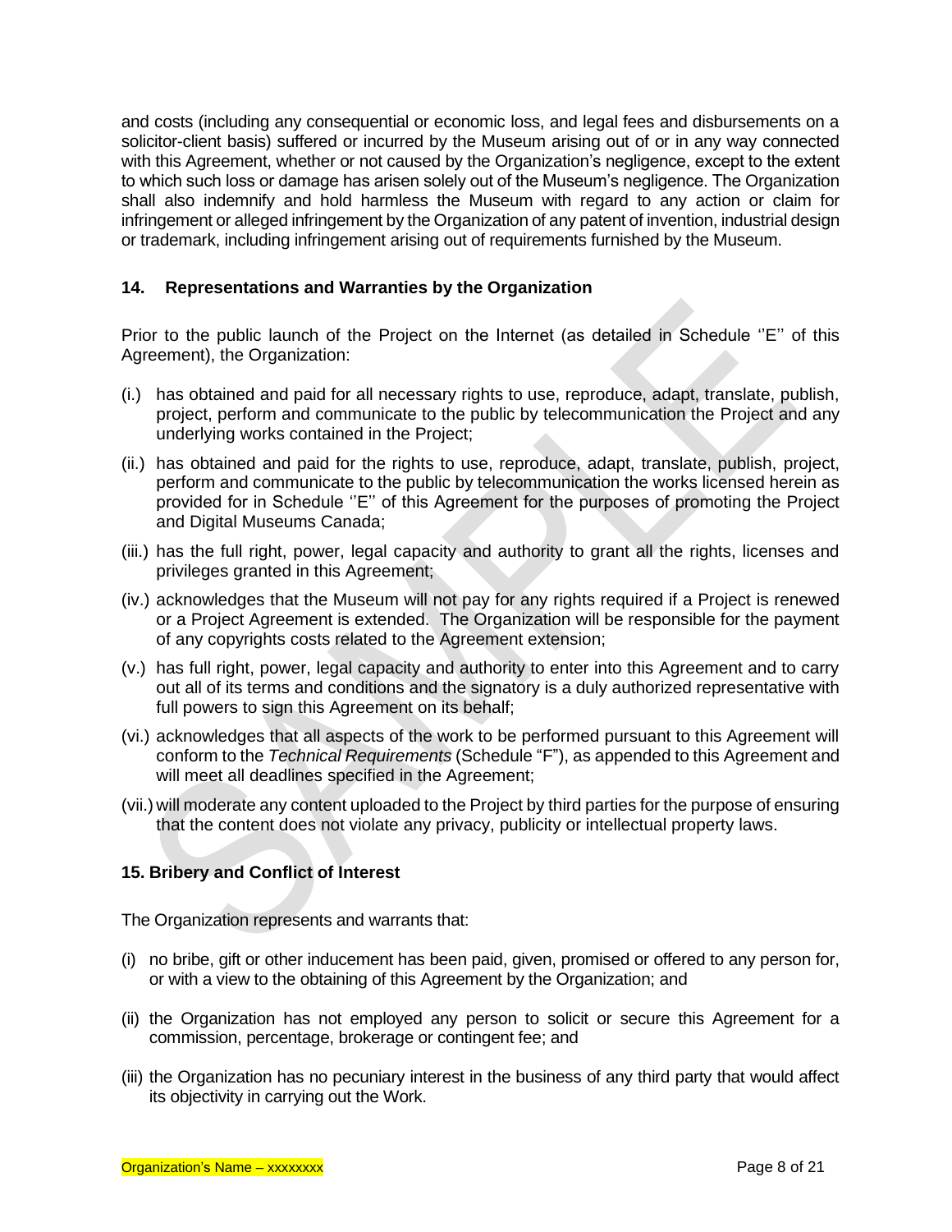and costs (including any consequential or economic loss, and legal fees and disbursements on a solicitor-client basis) suffered or incurred by the Museum arising out of or in any way connected with this Agreement, whether or not caused by the Organization's negligence, except to the extent to which such loss or damage has arisen solely out of the Museum's negligence. The Organization shall also indemnify and hold harmless the Museum with regard to any action or claim for infringement or alleged infringement by the Organization of any patent of invention, industrial design or trademark, including infringement arising out of requirements furnished by the Museum.

### 14. Representations and Warranties by the Organization

Prior to the public launch of the Project on the Internet (as detailed in Schedule ''E'' of this Agreement), the Organization:

(i.) has obtained and paid for all necessary rights to use, reproduce, adapt, translate, publish, project, perform and communicate to the public by telecommunication the Project and any underlying works contained in the Project;

(ii.) has obtained and paid for the rights to use, reproduce, adapt, translate, publish, project, perform and communicate to the public by telecommunication the works licensed herein as provided for in Schedule ''E'' of this Agreement for the purposes of promoting the Project and Digital Museums Canada;

(iii.) has the full right, power, legal capacity and authority to grant all the rights, licenses and privileges granted in this Agreement;

(iv.) acknowledges that the Museum will not pay for any rights required if a Project is renewed or a Project Agreement is extended. The Organization will be responsible for the payment of any copyrights costs related to the Agreement extension;

(v.) has full right, power, legal capacity and authority to enter into this Agreement and to carry out all of its terms and conditions and the signatory is a duly authorized representative with full powers to sign this Agreement on its behalf;

(vi.) acknowledges that all aspects of the work to be performed pursuant to this Agreement will conform to the *Technical Requirements* (Schedule "F"), as appended to this Agreement and will meet all deadlines specified in the Agreement;

(vii.) will moderate any content uploaded to the Project by third parties for the purpose of ensuring that the content does not violate any privacy, publicity or intellectual property laws.

### 15. Bribery and Conflict of Interest

The Organization represents and warrants that:

(i) no bribe, gift or other inducement has been paid, given, promised or offered to any person for, or with a view to the obtaining of this Agreement by the Organization; and

(ii) the Organization has not employed any person to solicit or secure this Agreement for a commission, percentage, brokerage or contingent fee; and

(iii) the Organization has no pecuniary interest in the business of any third party that would affect its objectivity in carrying out the Work.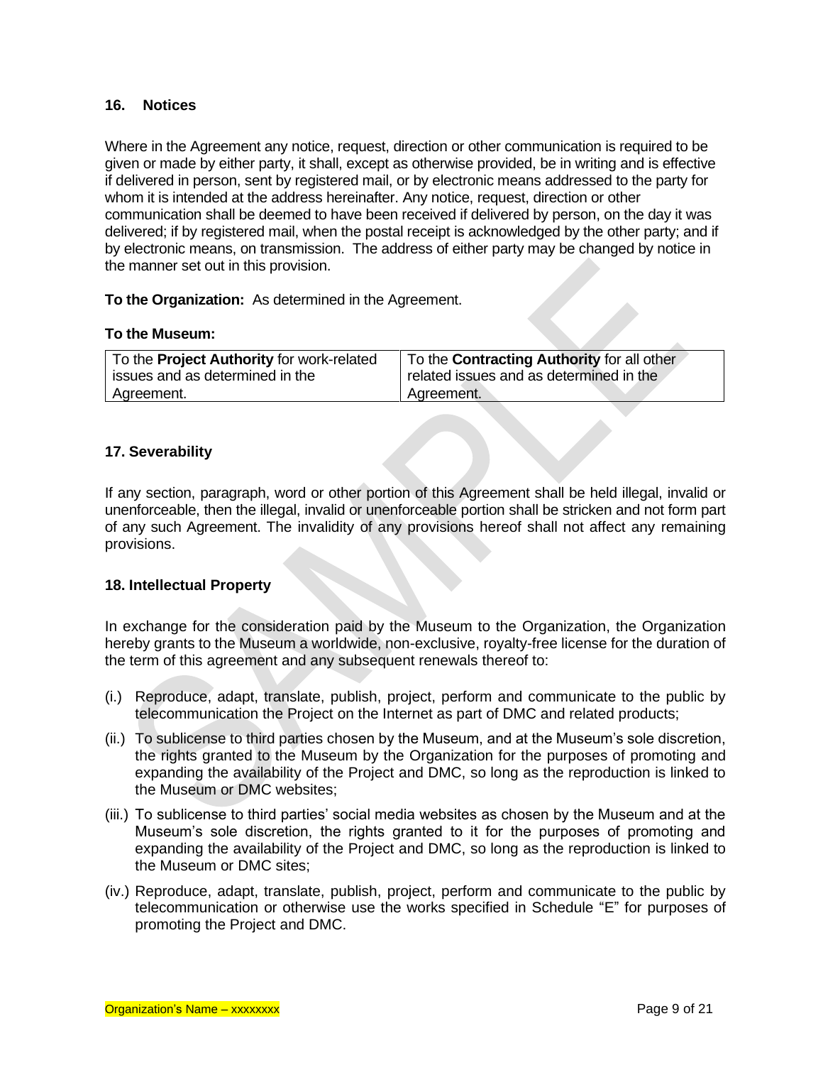## 16. Notices

Where in the Agreement any notice, request, direction or other communication is required to be given or made by either party, it shall, except as otherwise provided, be in writing and is effective if delivered in person, sent by registered mail, or by electronic means addressed to the party for whom it is intended at the address hereinafter. Any notice, request, direction or other communication shall be deemed to have been received if delivered by person, on the day it was delivered; if by registered mail, when the postal receipt is acknowledged by the other party; and if by electronic means, on transmission. The address of either party may be changed by notice in the manner set out in this provision.

**To the Organization:** As determined in the Agreement.

**To the Museum:**

| To the **Project Authority** for work-related issues and as determined in the Agreement. | To the **Contracting Authority** for all other related issues and as determined in the Agreement. |
|---|---|

## 17. Severability

If any section, paragraph, word or other portion of this Agreement shall be held illegal, invalid or unenforceable, then the illegal, invalid or unenforceable portion shall be stricken and not form part of any such Agreement. The invalidity of any provisions hereof shall not affect any remaining provisions.

## 18. Intellectual Property

In exchange for the consideration paid by the Museum to the Organization, the Organization hereby grants to the Museum a worldwide, non-exclusive, royalty-free license for the duration of the term of this agreement and any subsequent renewals thereof to:

(i.) Reproduce, adapt, translate, publish, project, perform and communicate to the public by telecommunication the Project on the Internet as part of DMC and related products;

(ii.) To sublicense to third parties chosen by the Museum, and at the Museum's sole discretion, the rights granted to the Museum by the Organization for the purposes of promoting and expanding the availability of the Project and DMC, so long as the reproduction is linked to the Museum or DMC websites;

(iii.) To sublicense to third parties' social media websites as chosen by the Museum and at the Museum's sole discretion, the rights granted to it for the purposes of promoting and expanding the availability of the Project and DMC, so long as the reproduction is linked to the Museum or DMC sites;

(iv.) Reproduce, adapt, translate, publish, project, perform and communicate to the public by telecommunication or otherwise use the works specified in Schedule "E" for purposes of promoting the Project and DMC.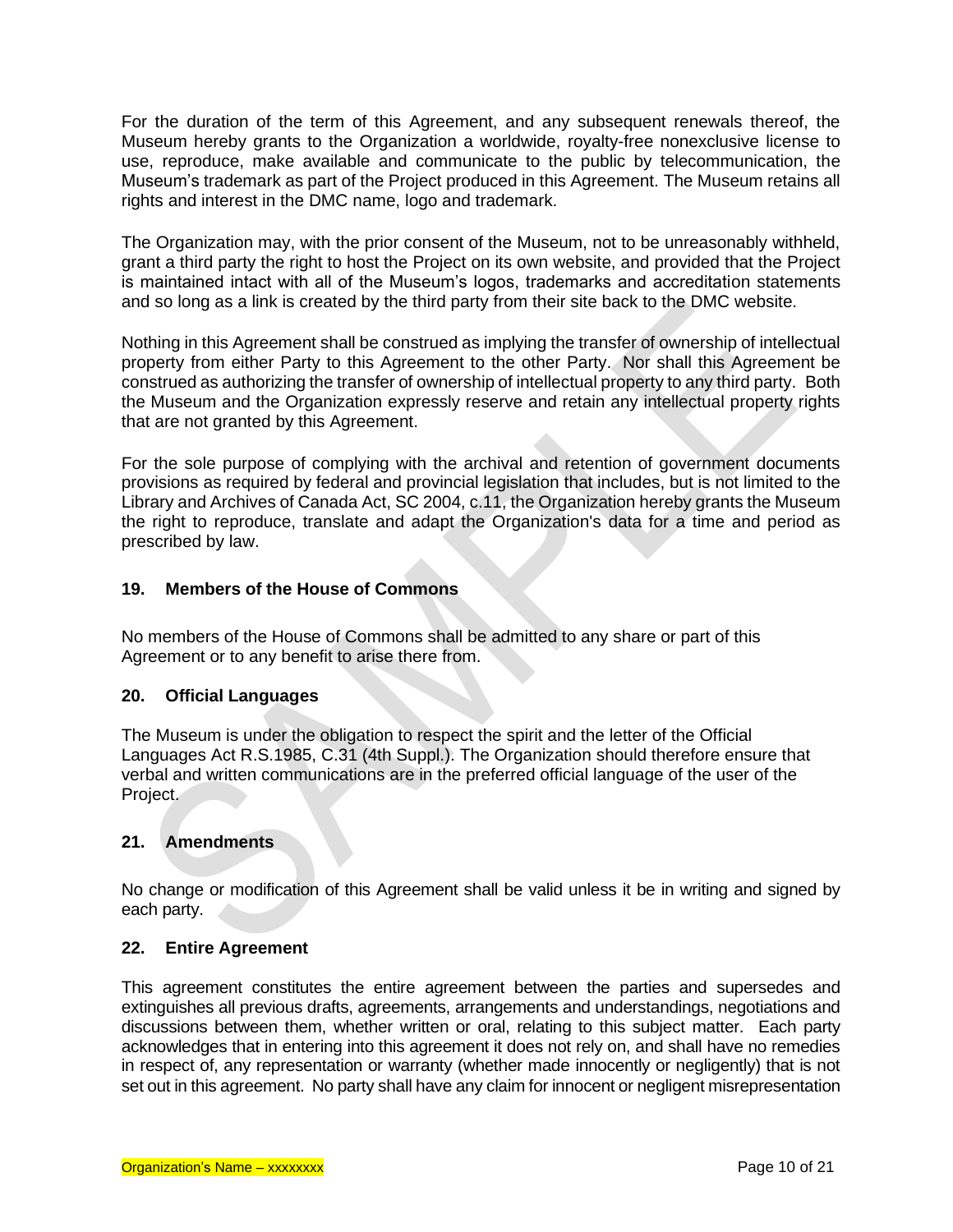For the duration of the term of this Agreement, and any subsequent renewals thereof, the Museum hereby grants to the Organization a worldwide, royalty-free nonexclusive license to use, reproduce, make available and communicate to the public by telecommunication, the Museum's trademark as part of the Project produced in this Agreement. The Museum retains all rights and interest in the DMC name, logo and trademark.

The Organization may, with the prior consent of the Museum, not to be unreasonably withheld, grant a third party the right to host the Project on its own website, and provided that the Project is maintained intact with all of the Museum's logos, trademarks and accreditation statements and so long as a link is created by the third party from their site back to the DMC website.

Nothing in this Agreement shall be construed as implying the transfer of ownership of intellectual property from either Party to this Agreement to the other Party. Nor shall this Agreement be construed as authorizing the transfer of ownership of intellectual property to any third party. Both the Museum and the Organization expressly reserve and retain any intellectual property rights that are not granted by this Agreement.

For the sole purpose of complying with the archival and retention of government documents provisions as required by federal and provincial legislation that includes, but is not limited to the Library and Archives of Canada Act, SC 2004, c.11, the Organization hereby grants the Museum the right to reproduce, translate and adapt the Organization's data for a time and period as prescribed by law.

## 19. Members of the House of Commons

No members of the House of Commons shall be admitted to any share or part of this Agreement or to any benefit to arise there from.

## 20. Official Languages

The Museum is under the obligation to respect the spirit and the letter of the Official Languages Act R.S.1985, C.31 (4th Suppl.). The Organization should therefore ensure that verbal and written communications are in the preferred official language of the user of the Project.

## 21. Amendments

No change or modification of this Agreement shall be valid unless it be in writing and signed by each party.

## 22. Entire Agreement

This agreement constitutes the entire agreement between the parties and supersedes and extinguishes all previous drafts, agreements, arrangements and understandings, negotiations and discussions between them, whether written or oral, relating to this subject matter. Each party acknowledges that in entering into this agreement it does not rely on, and shall have no remedies in respect of, any representation or warranty (whether made innocently or negligently) that is not set out in this agreement. No party shall have any claim for innocent or negligent misrepresentation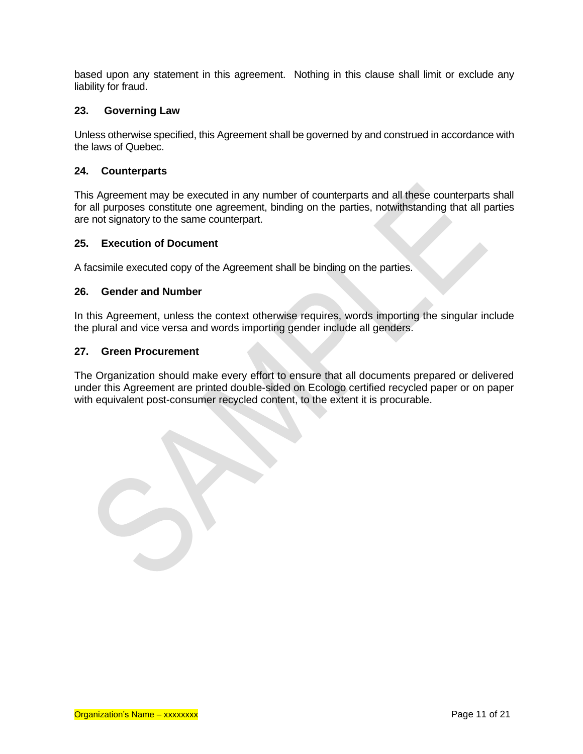based upon any statement in this agreement. Nothing in this clause shall limit or exclude any liability for fraud.

### 23. Governing Law

Unless otherwise specified, this Agreement shall be governed by and construed in accordance with the laws of Quebec.

### 24. Counterparts

This Agreement may be executed in any number of counterparts and all these counterparts shall for all purposes constitute one agreement, binding on the parties, notwithstanding that all parties are not signatory to the same counterpart.

### 25. Execution of Document

A facsimile executed copy of the Agreement shall be binding on the parties.

### 26. Gender and Number

In this Agreement, unless the context otherwise requires, words importing the singular include the plural and vice versa and words importing gender include all genders.

### 27. Green Procurement

The Organization should make every effort to ensure that all documents prepared or delivered under this Agreement are printed double-sided on Ecologo certified recycled paper or on paper with equivalent post-consumer recycled content, to the extent it is procurable.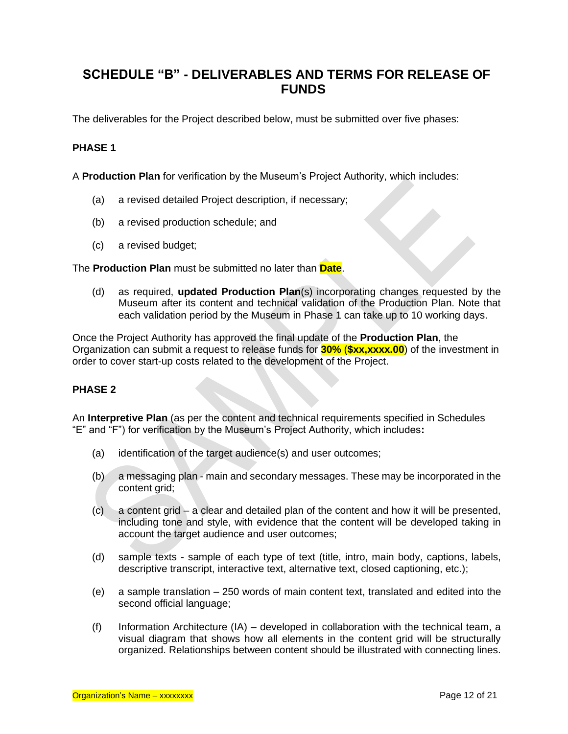## SCHEDULE "B" - DELIVERABLES AND TERMS FOR RELEASE OF FUNDS

The deliverables for the Project described below, must be submitted over five phases:

### PHASE 1

A **Production Plan** for verification by the Museum's Project Authority, which includes:

(a) a revised detailed Project description, if necessary;

(b) a revised production schedule; and

(c) a revised budget;

The **Production Plan** must be submitted no later than **Date**.

(d) as required, **updated Production Plan**(s) incorporating changes requested by the Museum after its content and technical validation of the Production Plan. Note that each validation period by the Museum in Phase 1 can take up to 10 working days.

Once the Project Authority has approved the final update of the **Production Plan**, the Organization can submit a request to release funds for **30%** (**$xx,xxxx.00**) of the investment in order to cover start-up costs related to the development of the Project.

### PHASE 2

An **Interpretive Plan** (as per the content and technical requirements specified in Schedules "E" and "F") for verification by the Museum's Project Authority, which includes**:**

(a) identification of the target audience(s) and user outcomes;

(b) a messaging plan - main and secondary messages. These may be incorporated in the content grid;

(c) a content grid – a clear and detailed plan of the content and how it will be presented, including tone and style, with evidence that the content will be developed taking in account the target audience and user outcomes;

(d) sample texts - sample of each type of text (title, intro, main body, captions, labels, descriptive transcript, interactive text, alternative text, closed captioning, etc.);

(e) a sample translation – 250 words of main content text, translated and edited into the second official language;

(f) Information Architecture (IA) – developed in collaboration with the technical team, a visual diagram that shows how all elements in the content grid will be structurally organized. Relationships between content should be illustrated with connecting lines.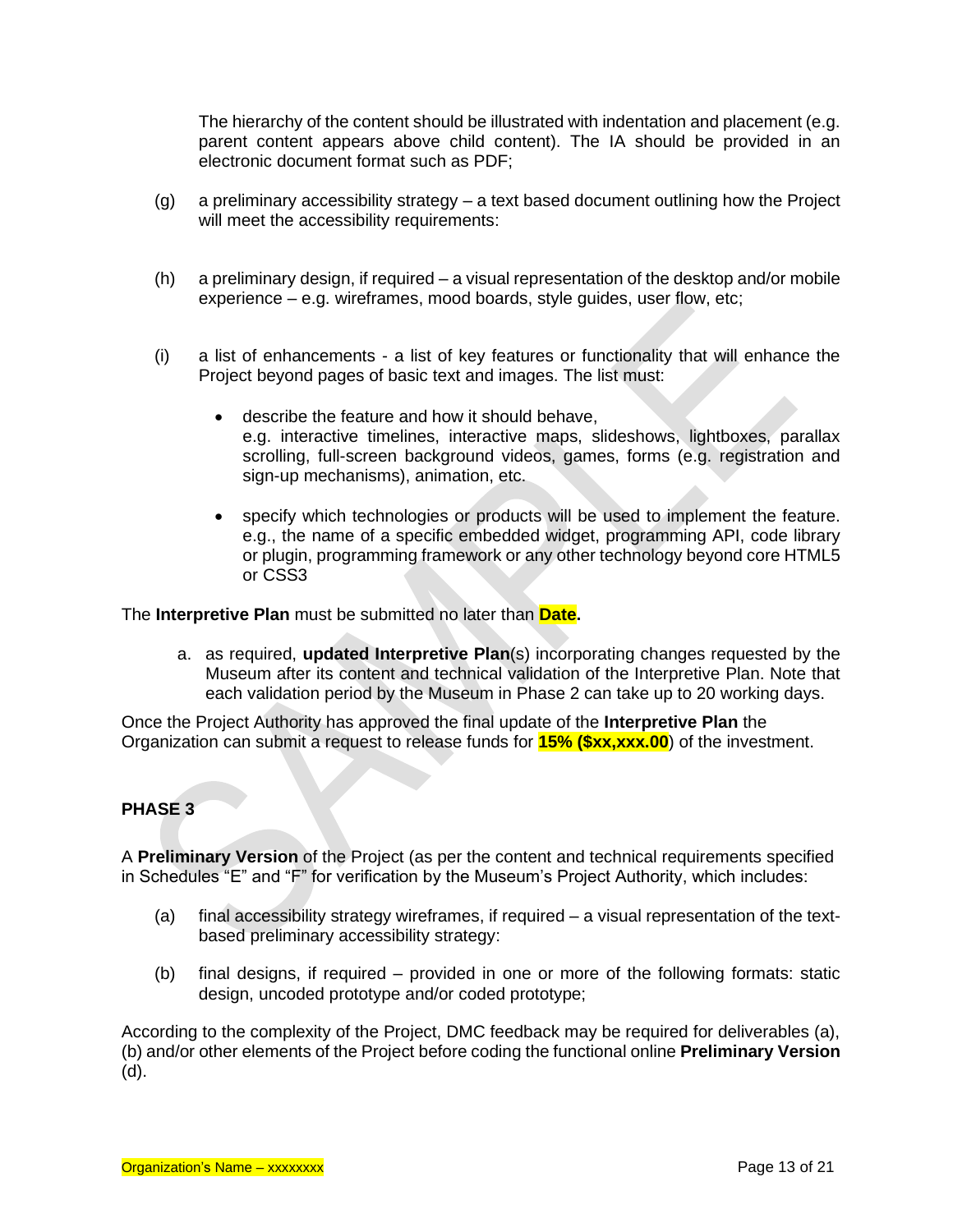The hierarchy of the content should be illustrated with indentation and placement (e.g. parent content appears above child content). The IA should be provided in an electronic document format such as PDF;

(g) a preliminary accessibility strategy – a text based document outlining how the Project will meet the accessibility requirements:

(h) a preliminary design, if required – a visual representation of the desktop and/or mobile experience – e.g. wireframes, mood boards, style guides, user flow, etc;

(i) a list of enhancements - a list of key features or functionality that will enhance the Project beyond pages of basic text and images. The list must:

- describe the feature and how it should behave, e.g. interactive timelines, interactive maps, slideshows, lightboxes, parallax scrolling, full-screen background videos, games, forms (e.g. registration and sign-up mechanisms), animation, etc.
- specify which technologies or products will be used to implement the feature. e.g., the name of a specific embedded widget, programming API, code library or plugin, programming framework or any other technology beyond core HTML5 or CSS3

The **Interpretive Plan** must be submitted no later than **Date.**

a. as required, **updated Interpretive Plan**(s) incorporating changes requested by the Museum after its content and technical validation of the Interpretive Plan. Note that each validation period by the Museum in Phase 2 can take up to 20 working days.

Once the Project Authority has approved the final update of the **Interpretive Plan** the Organization can submit a request to release funds for **15% ($xx,xxx.00**) of the investment.

**PHASE 3**

A **Preliminary Version** of the Project (as per the content and technical requirements specified in Schedules "E" and "F" for verification by the Museum's Project Authority, which includes:

(a) final accessibility strategy wireframes, if required – a visual representation of the text-based preliminary accessibility strategy:

(b) final designs, if required – provided in one or more of the following formats: static design, uncoded prototype and/or coded prototype;

According to the complexity of the Project, DMC feedback may be required for deliverables (a), (b) and/or other elements of the Project before coding the functional online **Preliminary Version** (d).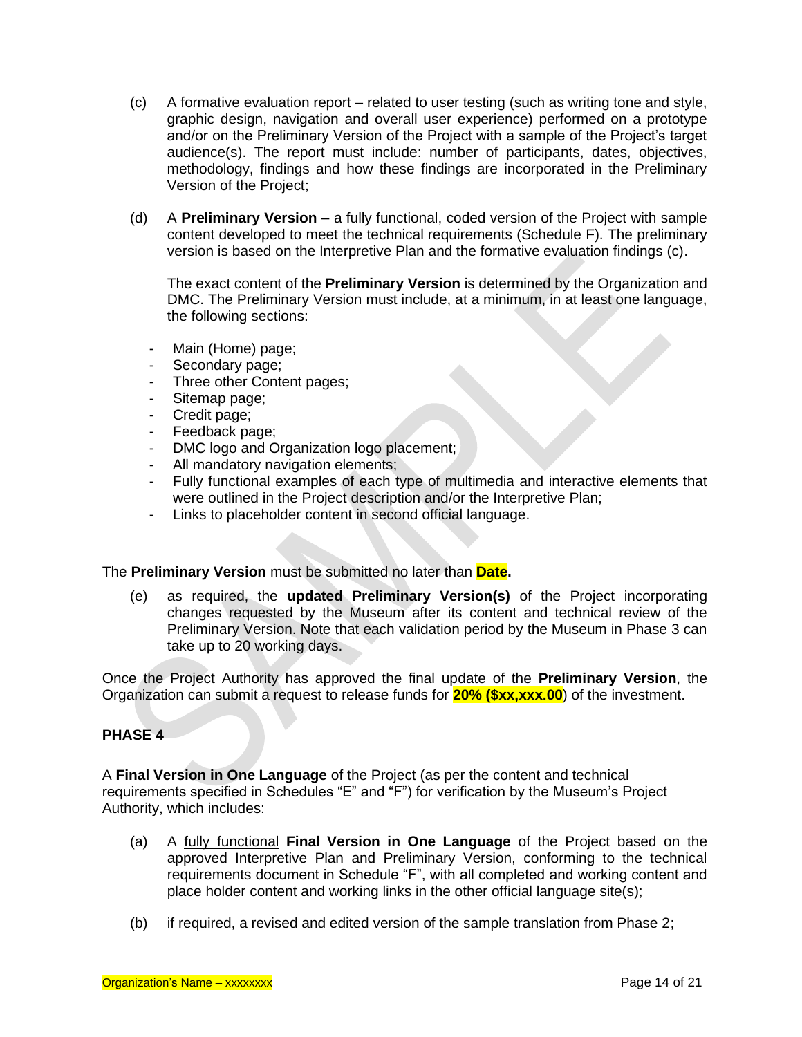(c) A formative evaluation report – related to user testing (such as writing tone and style, graphic design, navigation and overall user experience) performed on a prototype and/or on the Preliminary Version of the Project with a sample of the Project's target audience(s). The report must include: number of participants, dates, objectives, methodology, findings and how these findings are incorporated in the Preliminary Version of the Project;

(d) A **Preliminary Version** – a <u>fully functional</u>, coded version of the Project with sample content developed to meet the technical requirements (Schedule F). The preliminary version is based on the Interpretive Plan and the formative evaluation findings (c).

The exact content of the **Preliminary Version** is determined by the Organization and DMC. The Preliminary Version must include, at a minimum, in at least one language, the following sections:

- Main (Home) page;
- Secondary page;
- Three other Content pages;
- Sitemap page;
- Credit page;
- Feedback page;
- DMC logo and Organization logo placement;
- All mandatory navigation elements;
- Fully functional examples of each type of multimedia and interactive elements that were outlined in the Project description and/or the Interpretive Plan;
- Links to placeholder content in second official language.

The **Preliminary Version** must be submitted no later than **Date.**

(e) as required, the **updated Preliminary Version(s)** of the Project incorporating changes requested by the Museum after its content and technical review of the Preliminary Version. Note that each validation period by the Museum in Phase 3 can take up to 20 working days.

Once the Project Authority has approved the final update of the **Preliminary Version**, the Organization can submit a request to release funds for **20% ($xx,xxx.00**) of the investment.

**PHASE 4**

A **Final Version in One Language** of the Project (as per the content and technical requirements specified in Schedules "E" and "F") for verification by the Museum's Project Authority, which includes:

(a) A <u>fully functional</u> **Final Version in One Language** of the Project based on the approved Interpretive Plan and Preliminary Version, conforming to the technical requirements document in Schedule "F", with all completed and working content and place holder content and working links in the other official language site(s);

(b) if required, a revised and edited version of the sample translation from Phase 2;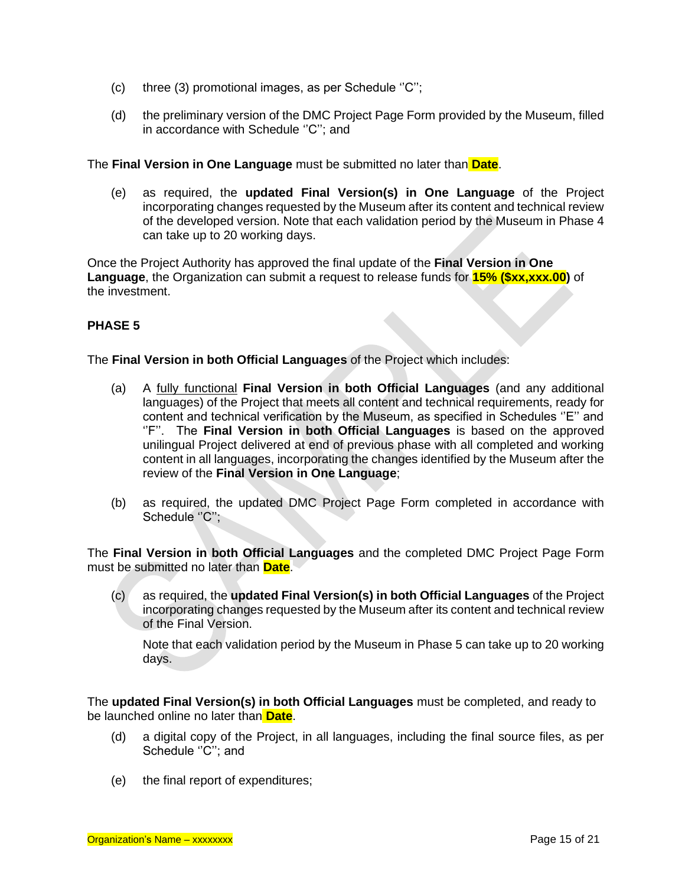(c) three (3) promotional images, as per Schedule ''C'';

(d) the preliminary version of the DMC Project Page Form provided by the Museum, filled in accordance with Schedule ''C''; and

The **Final Version in One Language** must be submitted no later than **Date**.

(e) as required, the **updated Final Version(s) in One Language** of the Project incorporating changes requested by the Museum after its content and technical review of the developed version. Note that each validation period by the Museum in Phase 4 can take up to 20 working days.

Once the Project Authority has approved the final update of the **Final Version in One Language**, the Organization can submit a request to release funds for **15% ($xx,xxx.00)** of the investment.

**PHASE 5**

The **Final Version in both Official Languages** of the Project which includes:

(a) A fully functional **Final Version in both Official Languages** (and any additional languages) of the Project that meets all content and technical requirements, ready for content and technical verification by the Museum, as specified in Schedules ''E'' and ''F''. The **Final Version in both Official Languages** is based on the approved unilingual Project delivered at end of previous phase with all completed and working content in all languages, incorporating the changes identified by the Museum after the review of the **Final Version in One Language**;

(b) as required, the updated DMC Project Page Form completed in accordance with Schedule ''C'';

The **Final Version in both Official Languages** and the completed DMC Project Page Form must be submitted no later than **Date**.

(c) as required, the **updated Final Version(s) in both Official Languages** of the Project incorporating changes requested by the Museum after its content and technical review of the Final Version.

Note that each validation period by the Museum in Phase 5 can take up to 20 working days.

The **updated Final Version(s) in both Official Languages** must be completed, and ready to be launched online no later than **Date**.

(d) a digital copy of the Project, in all languages, including the final source files, as per Schedule ''C''; and

(e) the final report of expenditures;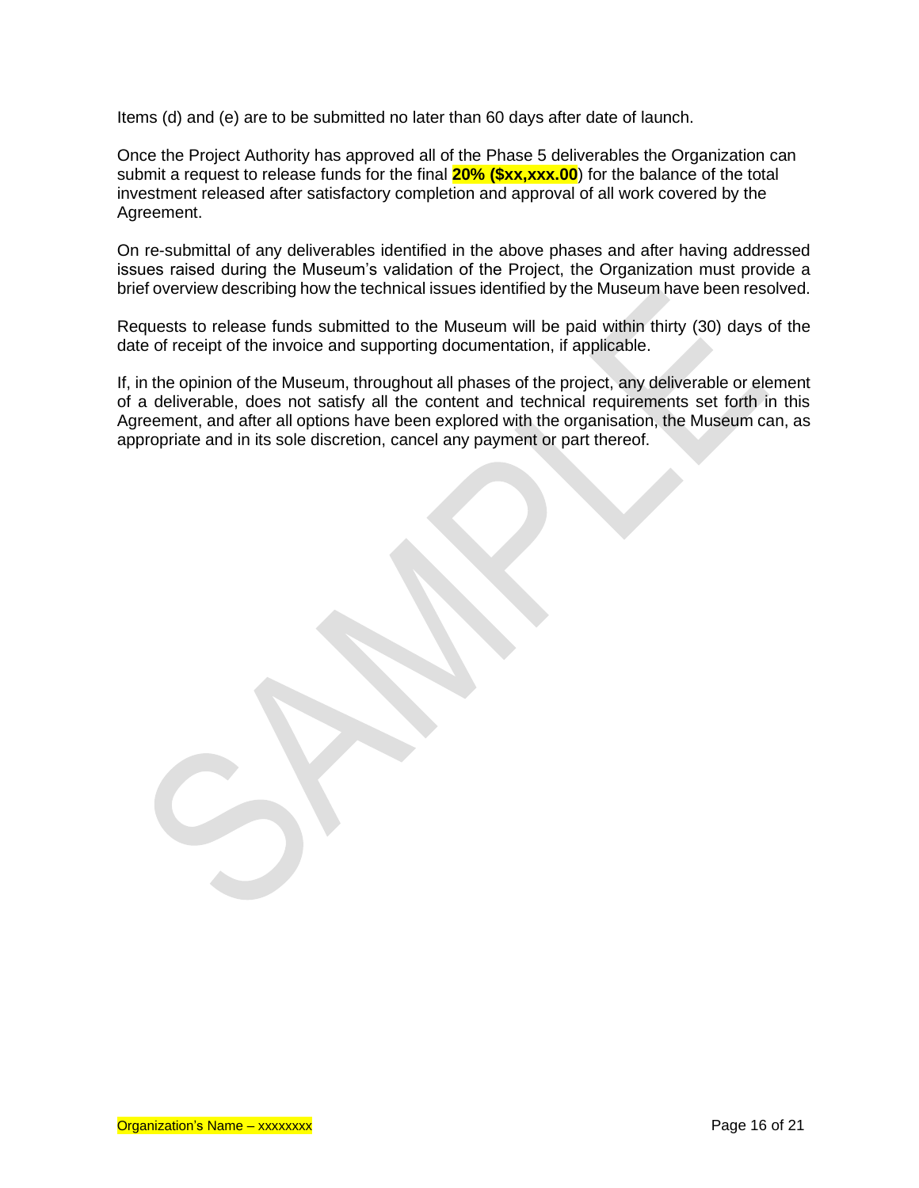Items (d) and (e) are to be submitted no later than 60 days after date of launch.

Once the Project Authority has approved all of the Phase 5 deliverables the Organization can submit a request to release funds for the final **20% ($xx,xxx.00)** for the balance of the total investment released after satisfactory completion and approval of all work covered by the Agreement.

On re-submittal of any deliverables identified in the above phases and after having addressed issues raised during the Museum's validation of the Project, the Organization must provide a brief overview describing how the technical issues identified by the Museum have been resolved.

Requests to release funds submitted to the Museum will be paid within thirty (30) days of the date of receipt of the invoice and supporting documentation, if applicable.

If, in the opinion of the Museum, throughout all phases of the project, any deliverable or element of a deliverable, does not satisfy all the content and technical requirements set forth in this Agreement, and after all options have been explored with the organisation, the Museum can, as appropriate and in its sole discretion, cancel any payment or part thereof.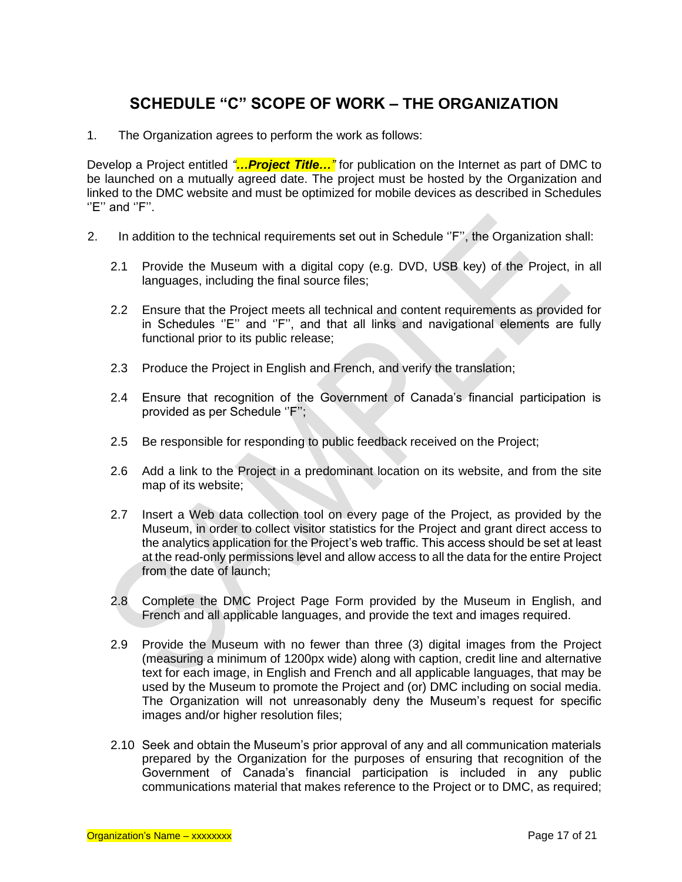# SCHEDULE "C" SCOPE OF WORK – THE ORGANIZATION

1. The Organization agrees to perform the work as follows:

Develop a Project entitled *"**…Project Title…**"* for publication on the Internet as part of DMC to be launched on a mutually agreed date. The project must be hosted by the Organization and linked to the DMC website and must be optimized for mobile devices as described in Schedules ''E'' and ''F''.

2. In addition to the technical requirements set out in Schedule ''F'', the Organization shall:

   2.1 Provide the Museum with a digital copy (e.g. DVD, USB key) of the Project, in all languages, including the final source files;

   2.2 Ensure that the Project meets all technical and content requirements as provided for in Schedules ''E'' and ''F'', and that all links and navigational elements are fully functional prior to its public release;

   2.3 Produce the Project in English and French, and verify the translation;

   2.4 Ensure that recognition of the Government of Canada's financial participation is provided as per Schedule ''F'';

   2.5 Be responsible for responding to public feedback received on the Project;

   2.6 Add a link to the Project in a predominant location on its website, and from the site map of its website;

   2.7 Insert a Web data collection tool on every page of the Project, as provided by the Museum, in order to collect visitor statistics for the Project and grant direct access to the analytics application for the Project's web traffic. This access should be set at least at the read-only permissions level and allow access to all the data for the entire Project from the date of launch;

   2.8 Complete the DMC Project Page Form provided by the Museum in English, and French and all applicable languages, and provide the text and images required.

   2.9 Provide the Museum with no fewer than three (3) digital images from the Project (measuring a minimum of 1200px wide) along with caption, credit line and alternative text for each image, in English and French and all applicable languages, that may be used by the Museum to promote the Project and (or) DMC including on social media. The Organization will not unreasonably deny the Museum's request for specific images and/or higher resolution files;

   2.10 Seek and obtain the Museum's prior approval of any and all communication materials prepared by the Organization for the purposes of ensuring that recognition of the Government of Canada's financial participation is included in any public communications material that makes reference to the Project or to DMC, as required;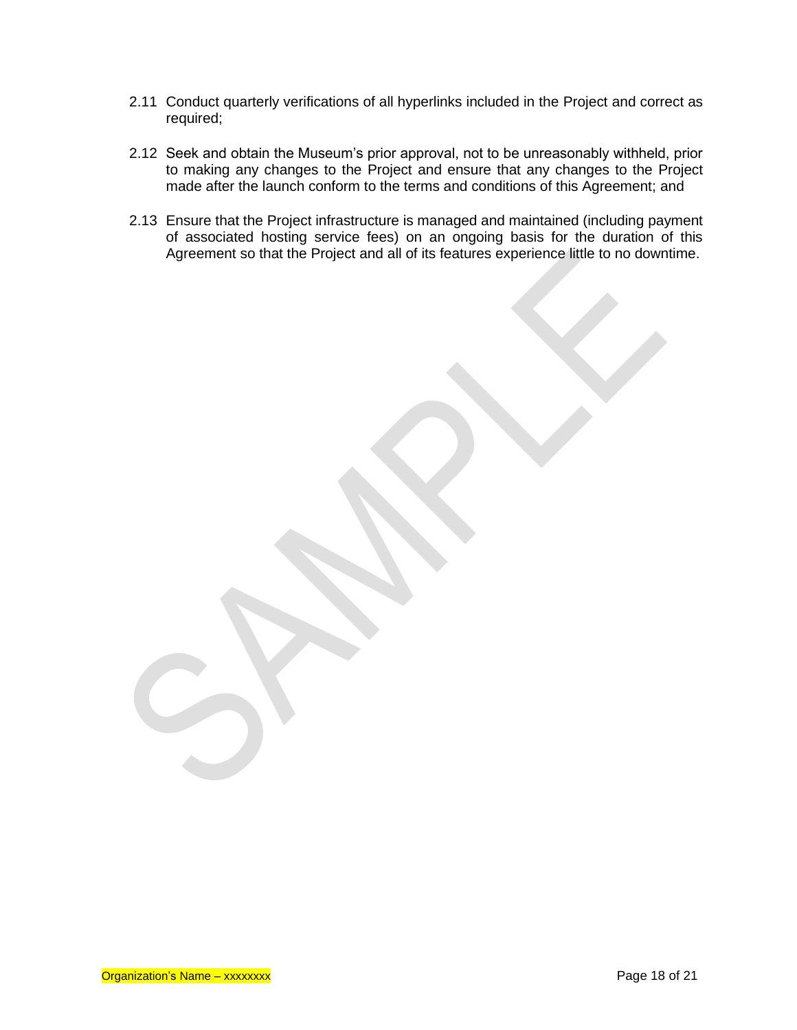2.11 Conduct quarterly verifications of all hyperlinks included in the Project and correct as required;

2.12 Seek and obtain the Museum's prior approval, not to be unreasonably withheld, prior to making any changes to the Project and ensure that any changes to the Project made after the launch conform to the terms and conditions of this Agreement; and

2.13 Ensure that the Project infrastructure is managed and maintained (including payment of associated hosting service fees) on an ongoing basis for the duration of this Agreement so that the Project and all of its features experience little to no downtime.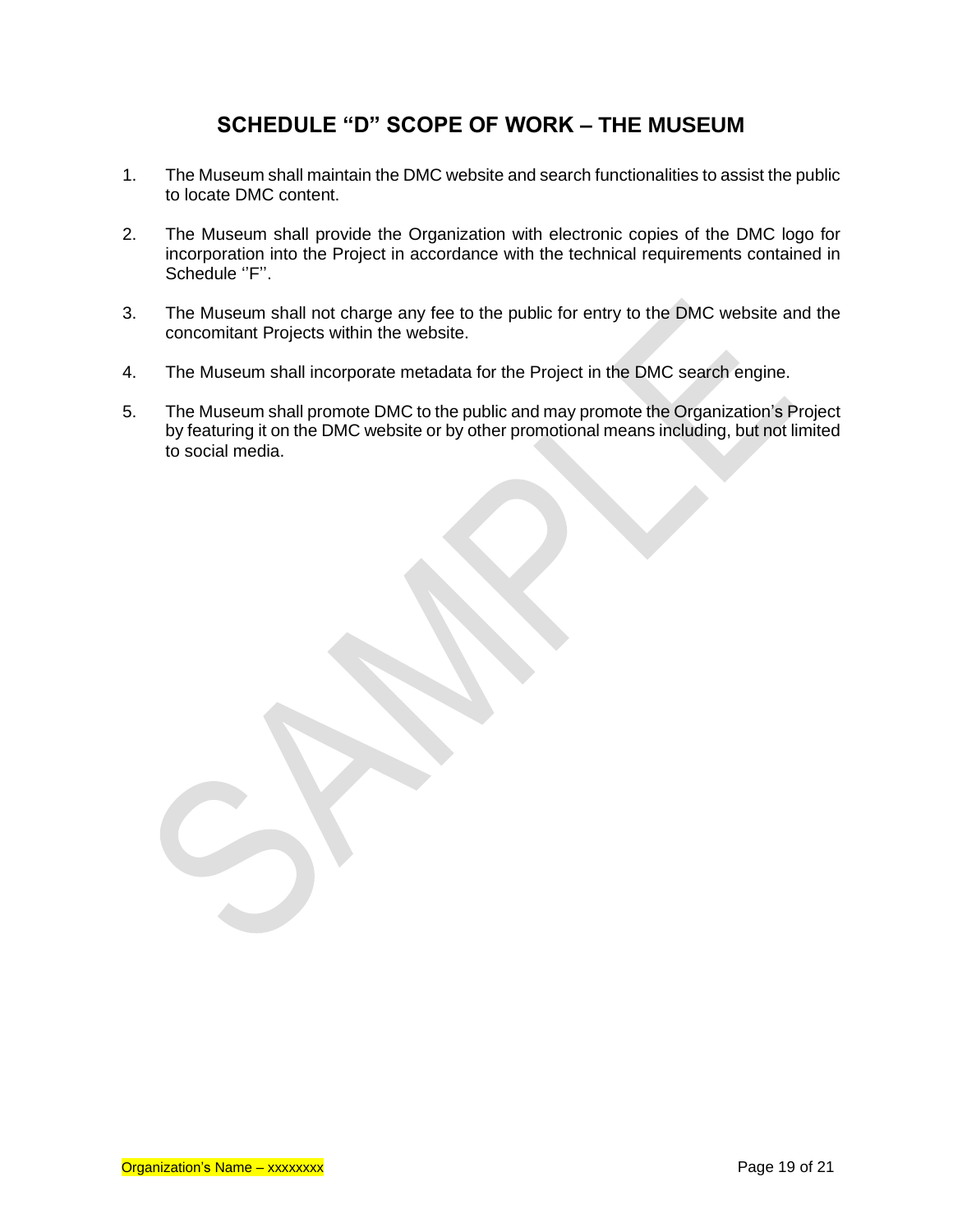## SCHEDULE "D" SCOPE OF WORK – THE MUSEUM

1. The Museum shall maintain the DMC website and search functionalities to assist the public to locate DMC content.

2. The Museum shall provide the Organization with electronic copies of the DMC logo for incorporation into the Project in accordance with the technical requirements contained in Schedule ''F''.

3. The Museum shall not charge any fee to the public for entry to the DMC website and the concomitant Projects within the website.

4. The Museum shall incorporate metadata for the Project in the DMC search engine.

5. The Museum shall promote DMC to the public and may promote the Organization's Project by featuring it on the DMC website or by other promotional means including, but not limited to social media.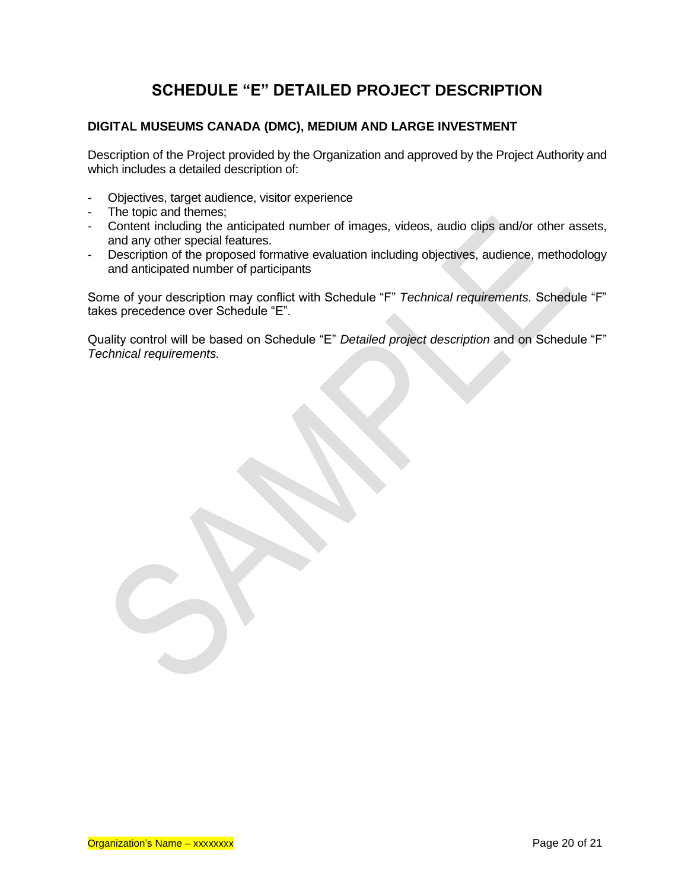# SCHEDULE "E" DETAILED PROJECT DESCRIPTION

## DIGITAL MUSEUMS CANADA (DMC), MEDIUM AND LARGE INVESTMENT

Description of the Project provided by the Organization and approved by the Project Authority and which includes a detailed description of:

- Objectives, target audience, visitor experience
- The topic and themes;
- Content including the anticipated number of images, videos, audio clips and/or other assets, and any other special features.
- Description of the proposed formative evaluation including objectives, audience, methodology and anticipated number of participants

Some of your description may conflict with Schedule "F" *Technical requirements.* Schedule "F" takes precedence over Schedule "E".

Quality control will be based on Schedule "E" *Detailed project description* and on Schedule "F" *Technical requirements.*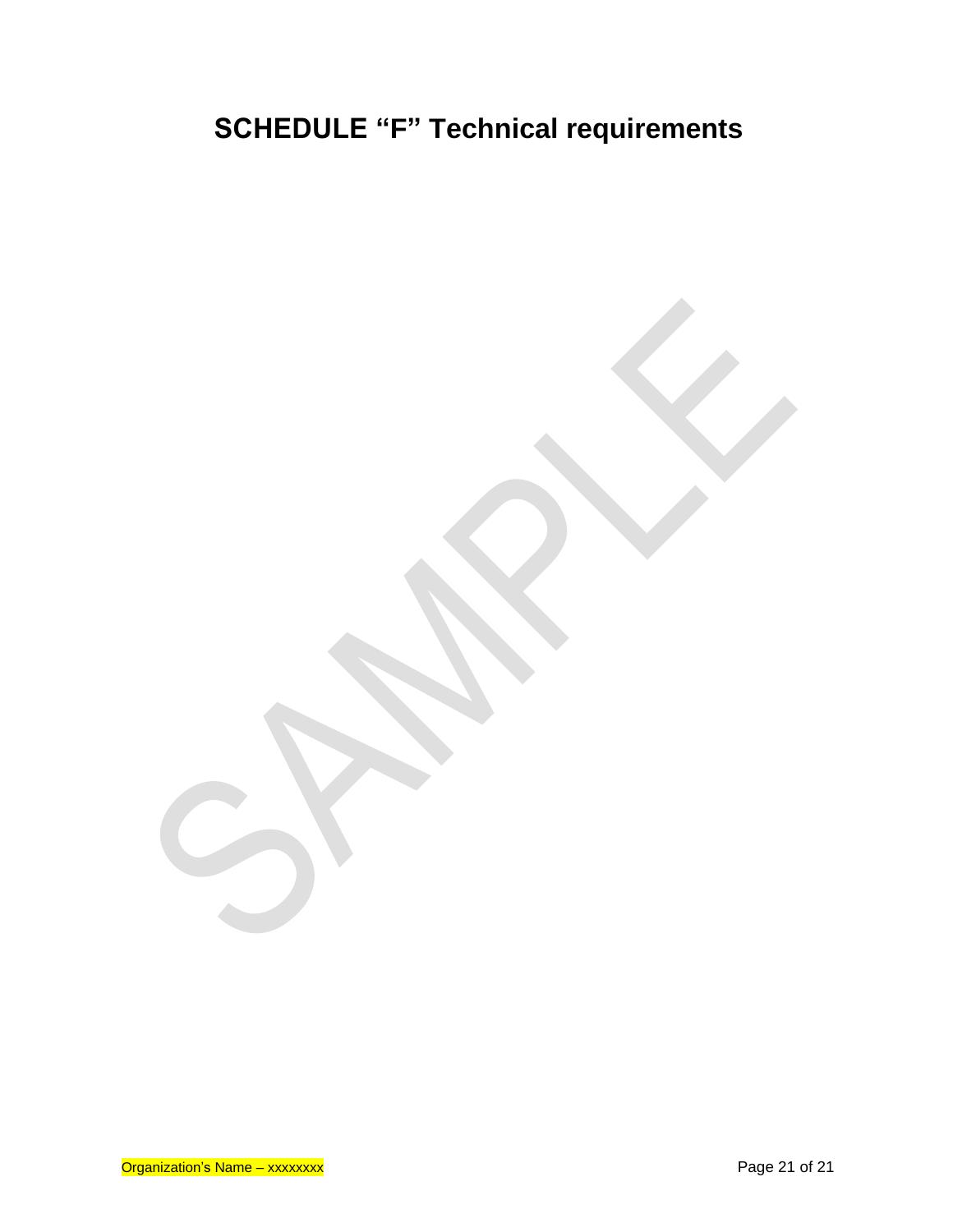# SCHEDULE "F" Technical requirements